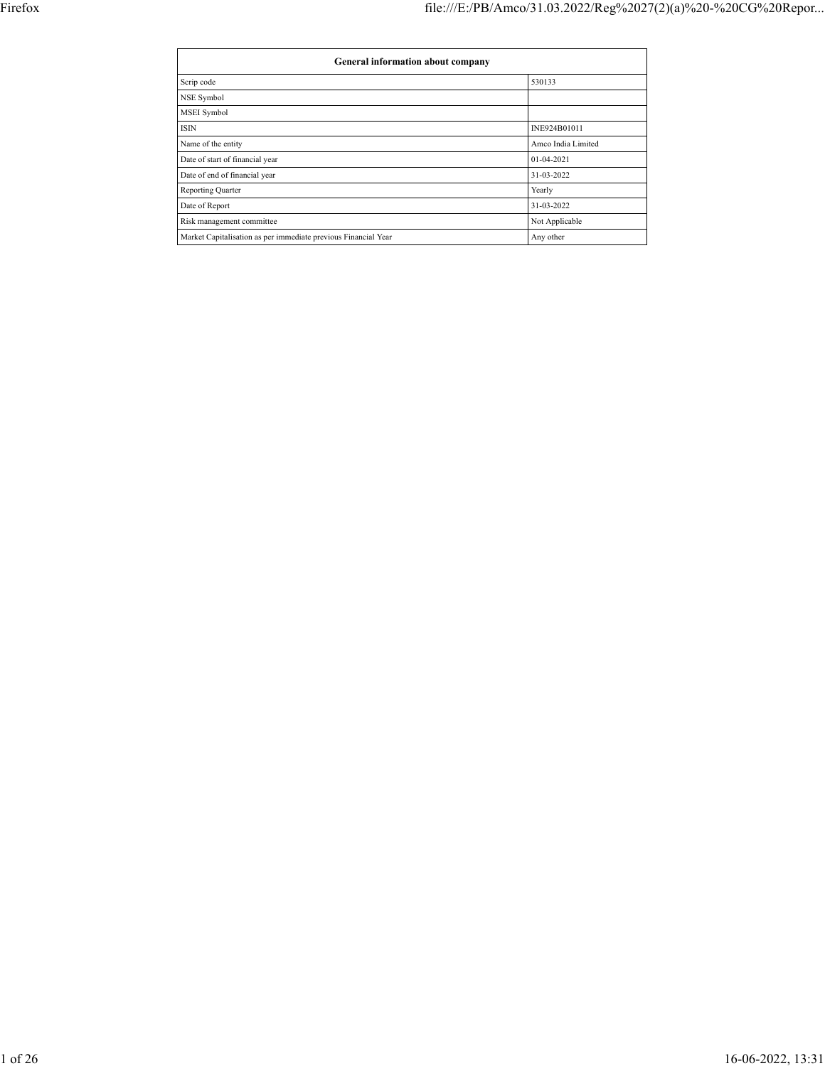| General information about company | |
|---|---|
| Scrip code | 530133 |
| NSE Symbol | |
| MSEI Symbol | |
| ISIN | INE924B01011 |
| Name of the entity | Amco India Limited |
| Date of start of financial year | 01-04-2021 |
| Date of end of financial year | 31-03-2022 |
| Reporting Quarter | Yearly |
| Date of Report | 31-03-2022 |
| Risk management committee | Not Applicable |
| Market Capitalisation as per immediate previous Financial Year | Any other |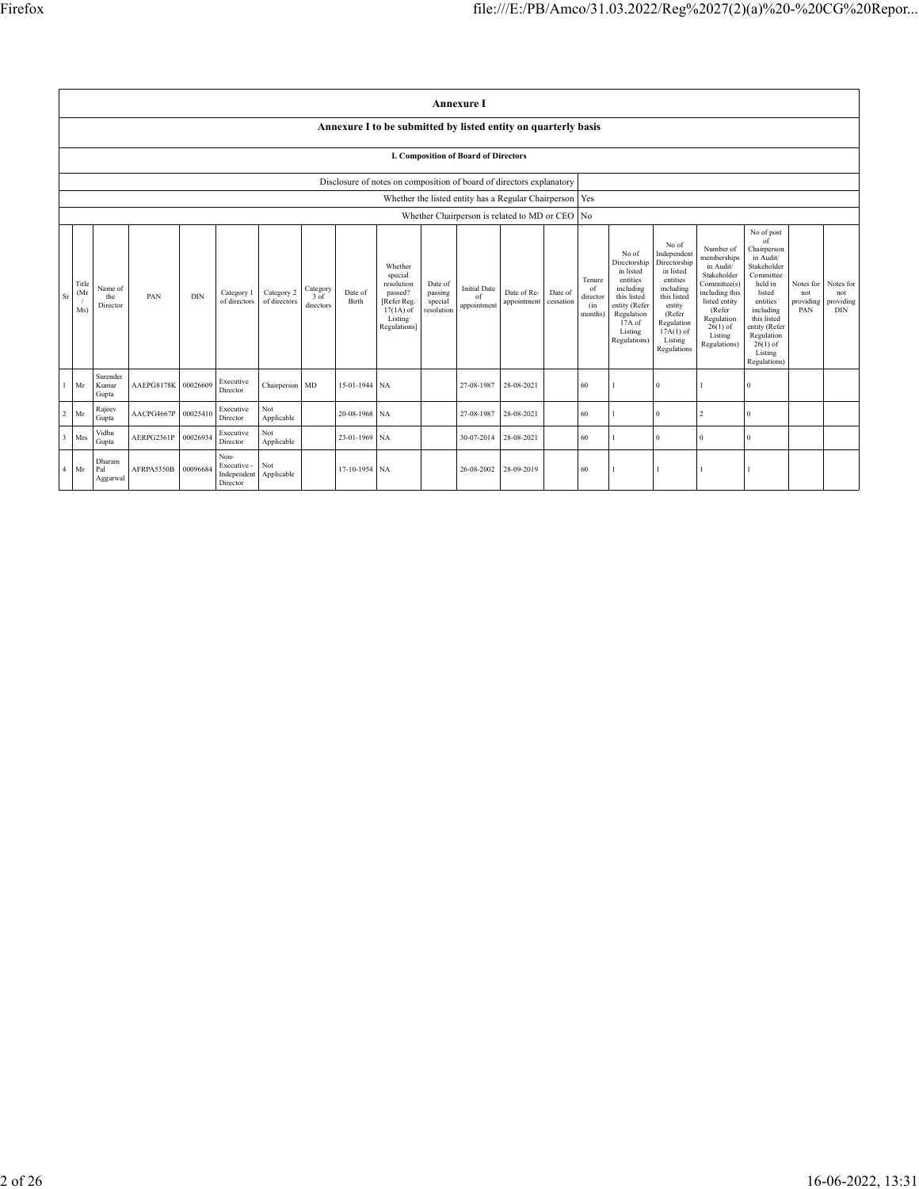## Annexure I

### Annexure I to be submitted by listed entity on quarterly basis

#### I. Composition of Board of Directors

| | |
|---|---|
| Disclosure of notes on composition of board of directors explanatory | |
| Whether the listed entity has a Regular Chairperson | Yes |
| Whether Chairperson is related to MD or CEO | No |

| Sr | Title (Mr / Ms) | Name of the Director | PAN | DIN | Category 1 of directors | Category 2 of directors | Category 3 of directors | Date of Birth | Whether special resolution passed? [Refer Reg. 17(1A) of Listing Regulations] | Date of passing special resolution | Initial Date of appointment | Date of Re-appointment | Date of cessation | Tenure of director (in months) | No of Directorship in listed entities including this listed entity (Refer Regulation 17A of Listing Regulations) | No of Independent Directorship in listed entities including this listed entity (Refer Regulation 17A(1) of Listing Regulations | Number of memberships in Audit/ Stakeholder Committee(s) including this listed entity (Refer Regulation 26(1) of Listing Regulations) | No of post of Chairperson in Audit/ Stakeholder Committee held in listed entities including this listed entity (Refer Regulation 26(1) of Listing Regulations) | Notes for not providing PAN | Notes for not providing DIN |
|---|---|---|---|---|---|---|---|---|---|---|---|---|---|---|---|---|---|---|---|---|
| 1 | Mr | Surender Kumar Gupta | AAEPG8178K | 00026609 | Executive Director | Chairperson | MD | 15-01-1944 | NA | | 27-08-1987 | 28-08-2021 | | 60 | 1 | 0 | 1 | 0 | | |
| 2 | Mr | Rajeev Gupta | AACPG4667P | 00025410 | Executive Director | Not Applicable | | 20-08-1968 | NA | | 27-08-1987 | 28-08-2021 | | 60 | 1 | 0 | 2 | 0 | | |
| 3 | Mrs | Vidhu Gupta | AERPG2361P | 00026934 | Executive Director | Not Applicable | | 23-01-1969 | NA | | 30-07-2014 | 28-08-2021 | | 60 | 1 | 0 | 0 | 0 | | |
| 4 | Mr | Dharam Pal Aggarwal | AFRPA5350B | 00096684 | Non-Executive - Independent Director | Not Applicable | | 17-10-1954 | NA | | 26-08-2002 | 28-09-2019 | | 60 | 1 | 1 | 1 | 1 | | |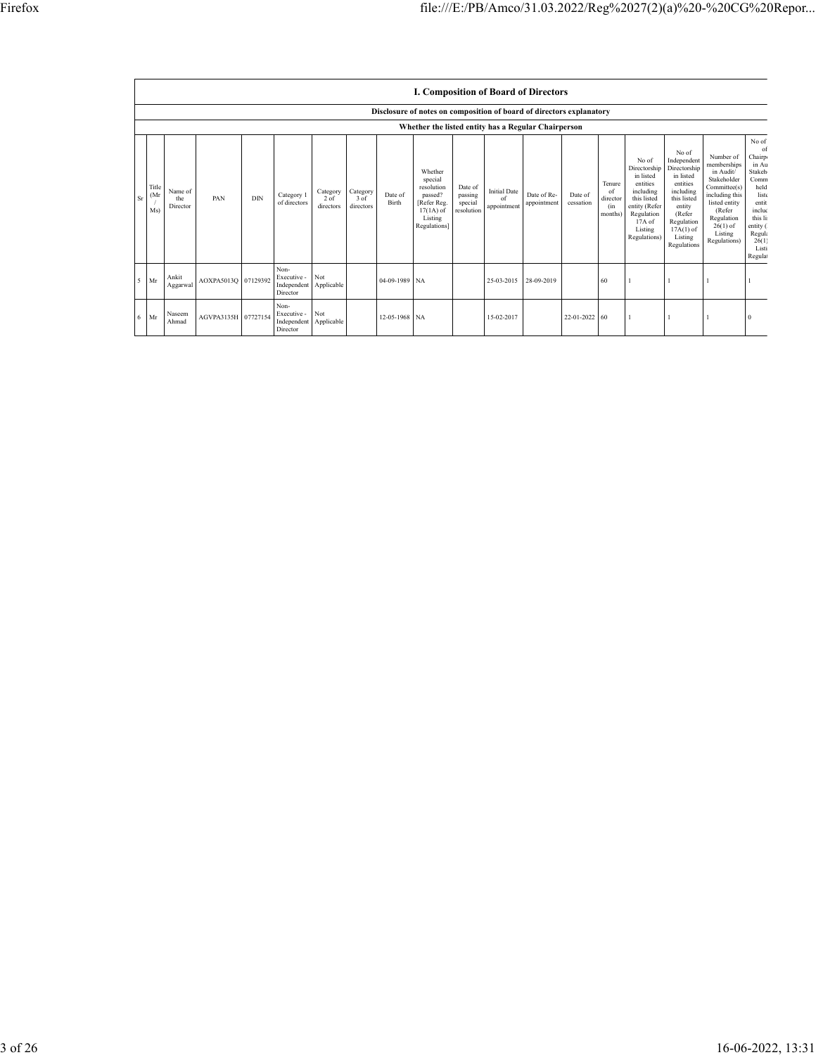## I. Composition of Board of Directors

**Disclosure of notes on composition of board of directors explanatory**

**Whether the listed entity has a Regular Chairperson**

| Sr | Title (Mr / Ms) | Name of the Director | PAN | DIN | Category 1 of directors | Category 2 of directors | Category 3 of directors | Date of Birth | Whether special resolution passed? [Refer Reg. 17(1A) of Listing Regulations] | Date of passing special resolution | Initial Date of appointment | Date of Re-appointment | Date of cessation | Tenure of director (in months) | No of Directorship in listed entities including this listed entity (Refer Regulation 17A of Listing Regulations) | No of Independent Directorship in listed entities including this listed entity (Refer Regulation 17A(1) of Listing Regulations | Number of memberships in Audit/ Stakeholder Committee(s) including this listed entity (Refer Regulation 26(1) of Listing Regulations) | No of post of Chairperson in Audit/ Stakeholder Committee held in listed entities including this listed entity (Refer Regulation 26(1) of Listing Regulations) |
|---|---|---|---|---|---|---|---|---|---|---|---|---|---|---|---|---|---|---|
| 5 | Mr | Ankit Aggarwal | AOXPA5013Q | 07129392 | Non-Executive - Independent Director | Not Applicable | | 04-09-1989 | NA | | 25-03-2015 | 28-09-2019 | | 60 | 1 | 1 | 1 | 1 |
| 6 | Mr | Naseem Ahmad | AGVPA3135H | 07727154 | Non-Executive - Independent Director | Not Applicable | | 12-05-1968 | NA | | 15-02-2017 | | 22-01-2022 | 60 | 1 | 1 | 1 | 0 |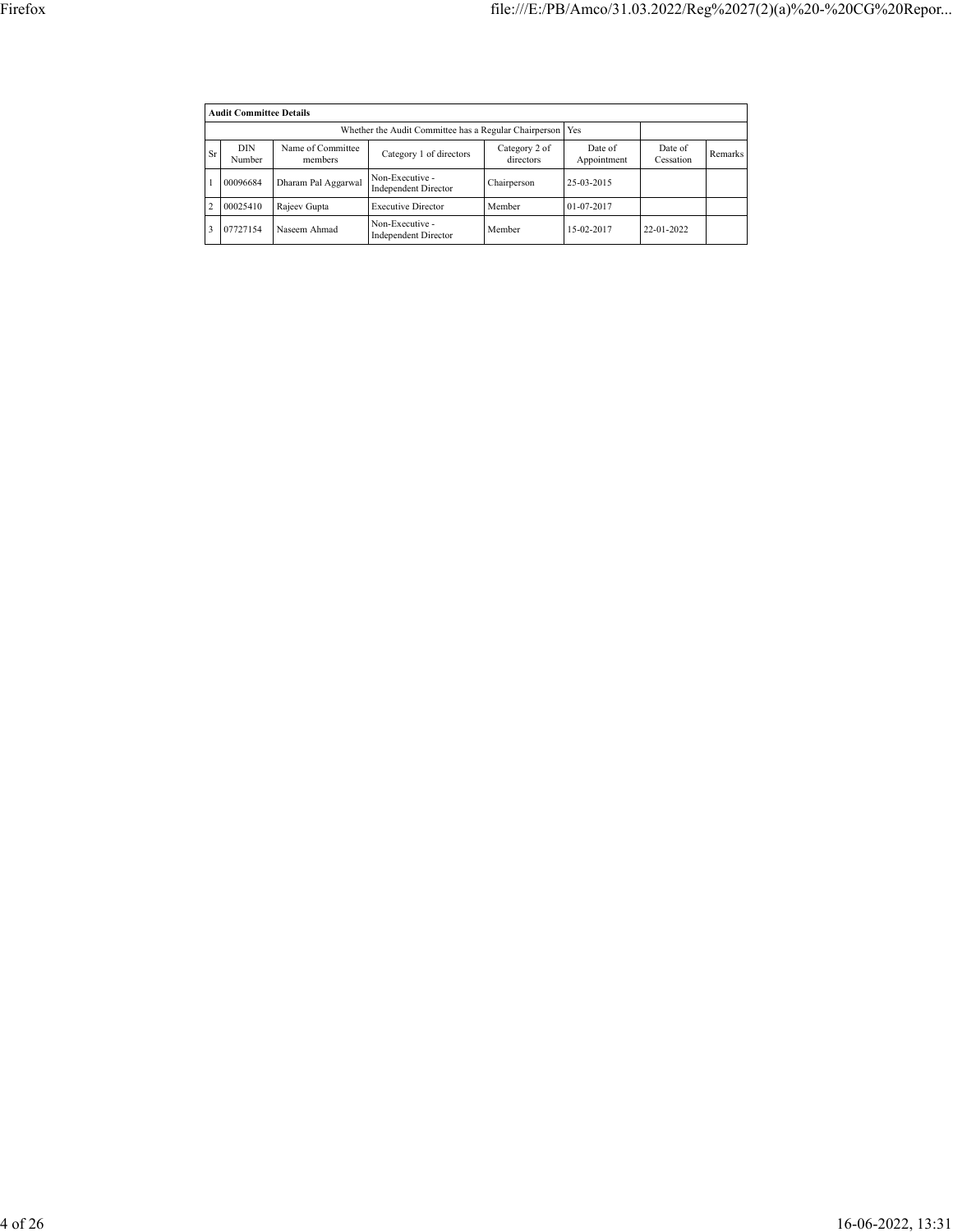| Audit Committee Details | | | | | | | |
|---|---|---|---|---|---|---|---|
| Whether the Audit Committee has a Regular Chairperson | | | | | Yes | | |
| Sr | DIN Number | Name of Committee members | Category 1 of directors | Category 2 of directors | Date of Appointment | Date of Cessation | Remarks |
| 1 | 00096684 | Dharam Pal Aggarwal | Non-Executive - Independent Director | Chairperson | 25-03-2015 | | |
| 2 | 00025410 | Rajeev Gupta | Executive Director | Member | 01-07-2017 | | |
| 3 | 07727154 | Naseem Ahmad | Non-Executive - Independent Director | Member | 15-02-2017 | 22-01-2022 | |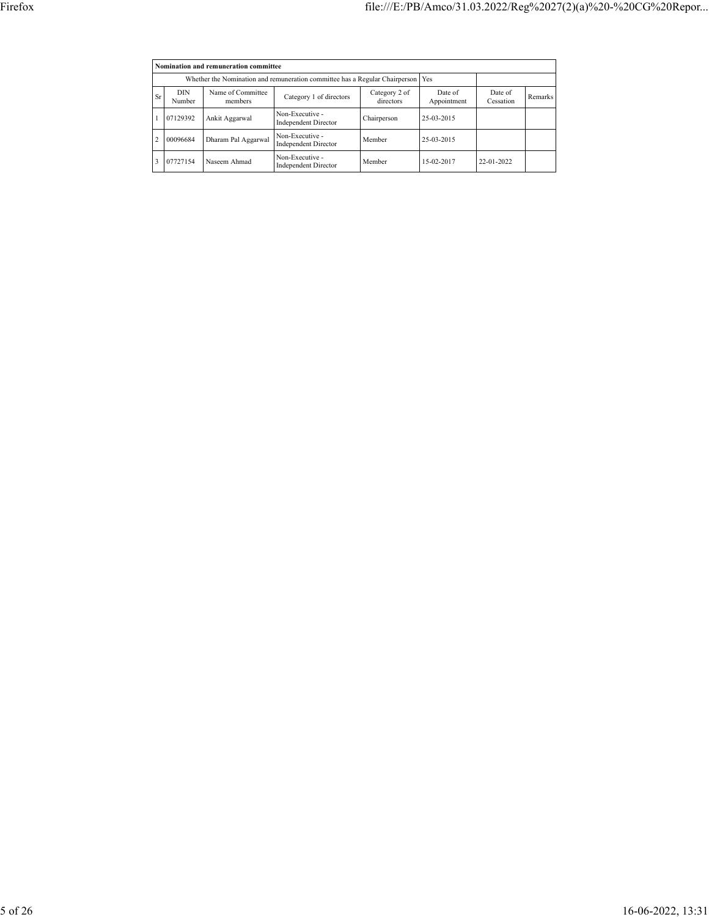| Nomination and remuneration committee | | | | | | | |
|---|---|---|---|---|---|---|---|
| Whether the Nomination and remuneration committee has a Regular Chairperson | | | | | Yes | | |
| Sr | DIN Number | Name of Committee members | Category 1 of directors | Category 2 of directors | Date of Appointment | Date of Cessation | Remarks |
| 1 | 07129392 | Ankit Aggarwal | Non-Executive - Independent Director | Chairperson | 25-03-2015 | | |
| 2 | 00096684 | Dharam Pal Aggarwal | Non-Executive - Independent Director | Member | 25-03-2015 | | |
| 3 | 07727154 | Naseem Ahmad | Non-Executive - Independent Director | Member | 15-02-2017 | 22-01-2022 | |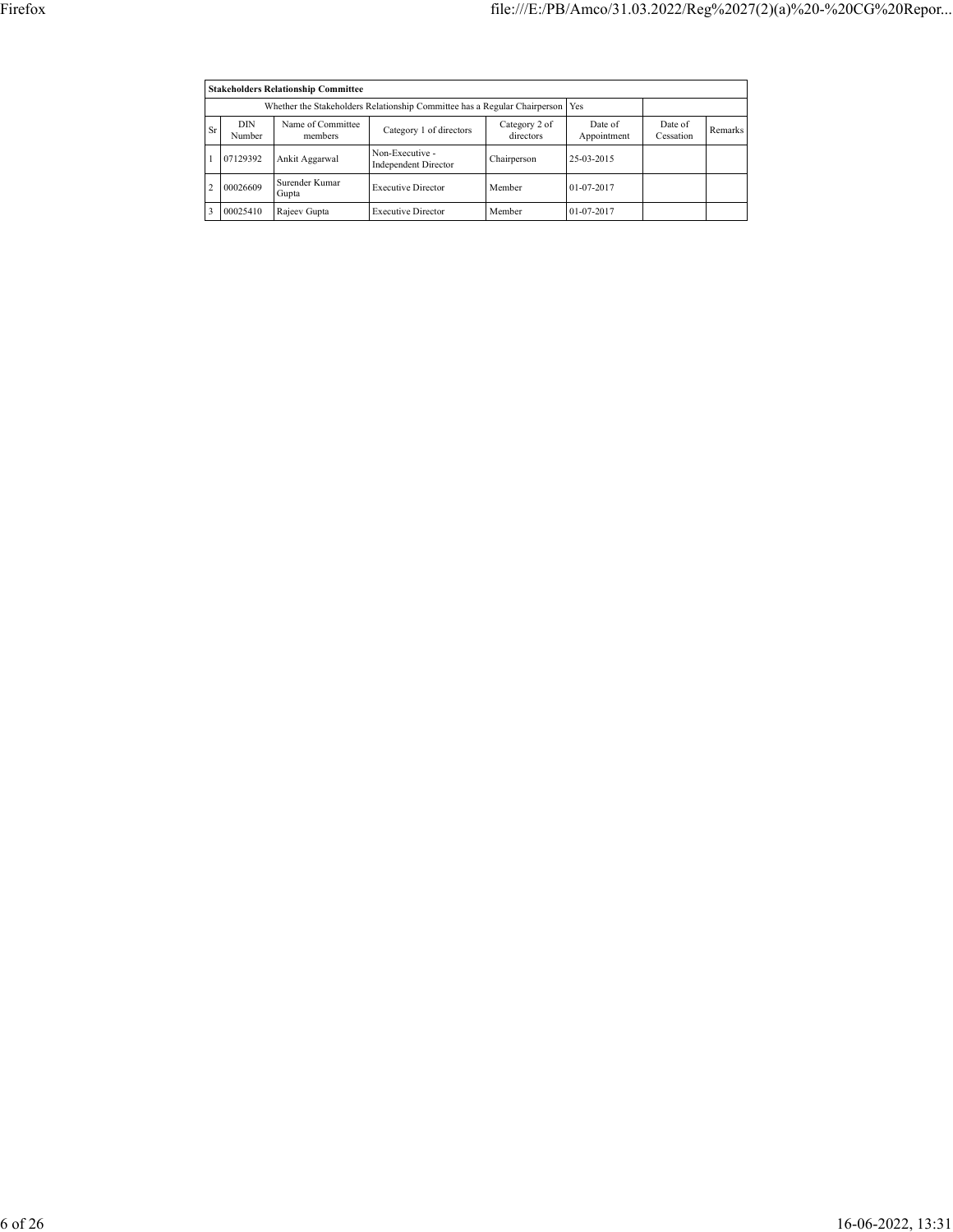| Stakeholders Relationship Committee | | | | | | | |
|---|---|---|---|---|---|---|---|
| Whether the Stakeholders Relationship Committee has a Regular Chairperson | | | | | Yes | | |
| Sr | DIN Number | Name of Committee members | Category 1 of directors | Category 2 of directors | Date of Appointment | Date of Cessation | Remarks |
| 1 | 07129392 | Ankit Aggarwal | Non-Executive - Independent Director | Chairperson | 25-03-2015 | | |
| 2 | 00026609 | Surender Kumar Gupta | Executive Director | Member | 01-07-2017 | | |
| 3 | 00025410 | Rajeev Gupta | Executive Director | Member | 01-07-2017 | | |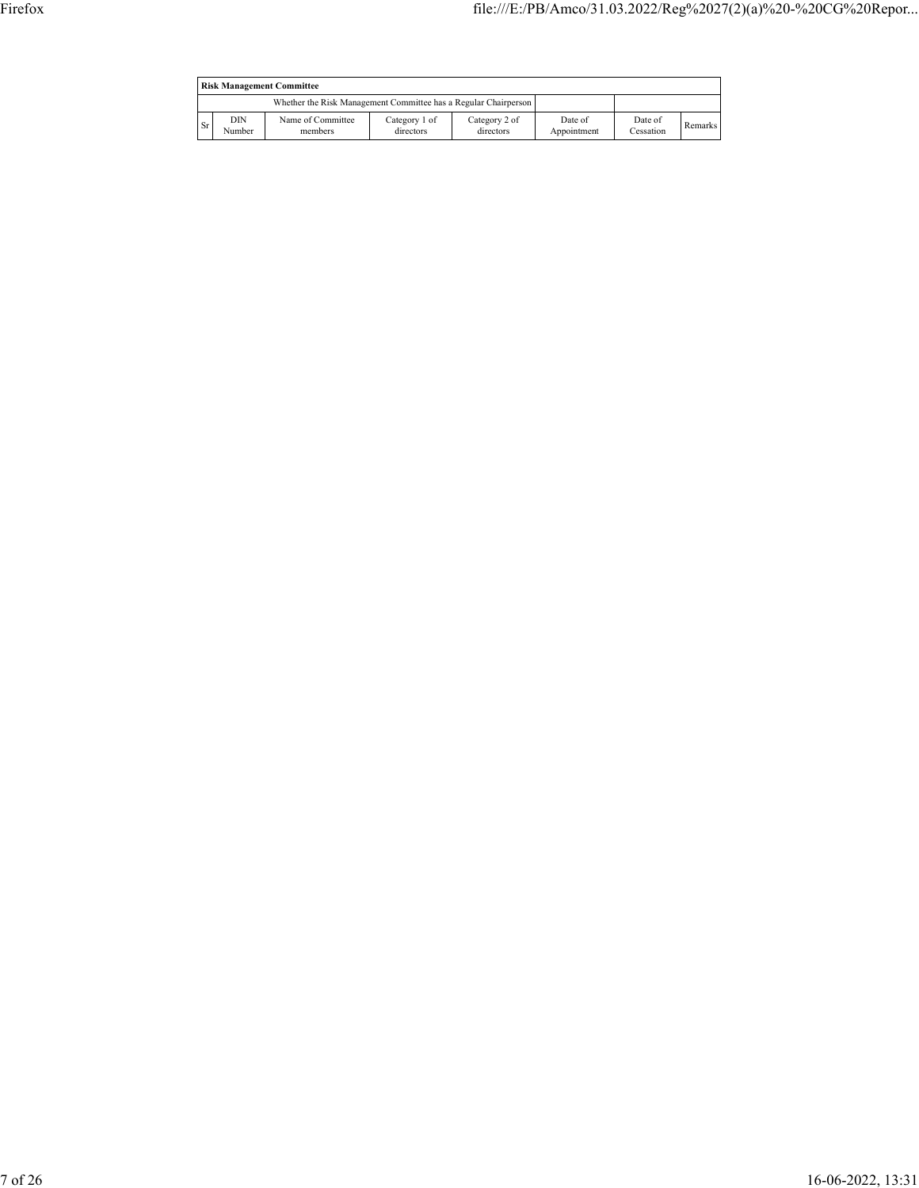| Risk Management Committee | | | | | | | |
|---|---|---|---|---|---|---|---|
| Whether the Risk Management Committee has a Regular Chairperson | | | | | | | |
| Sr | DIN Number | Name of Committee members | Category 1 of directors | Category 2 of directors | Date of Appointment | Date of Cessation | Remarks |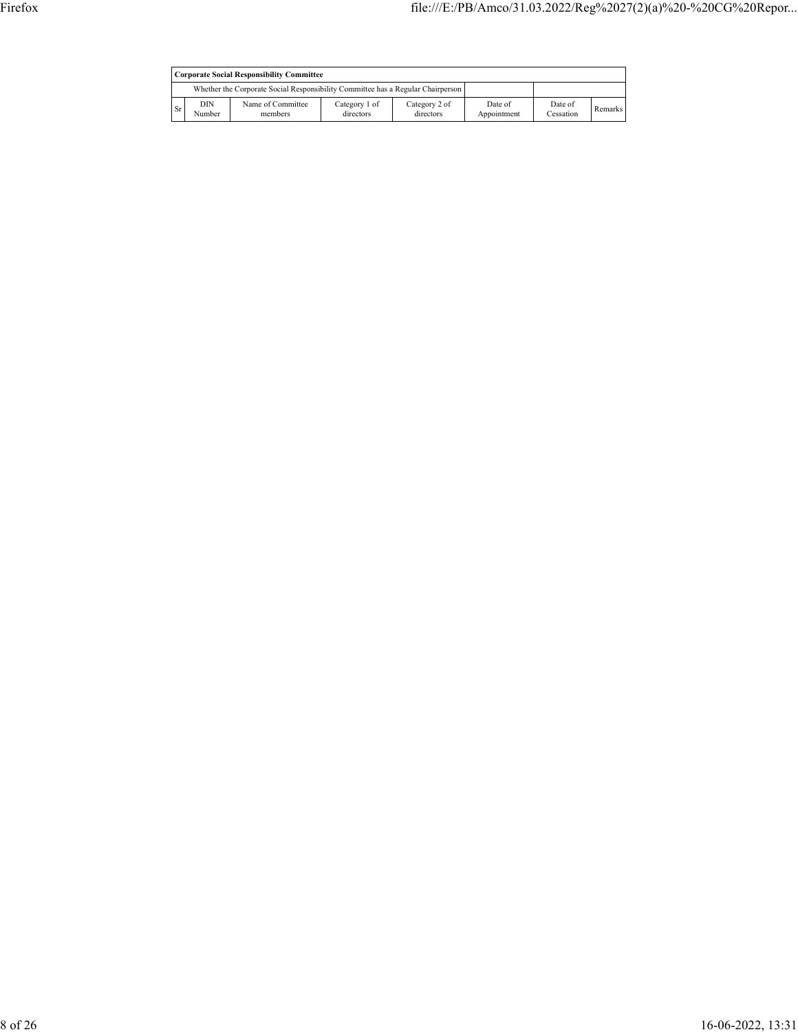| Corporate Social Responsibility Committee | | | | | | | |
|---|---|---|---|---|---|---|---|
| | Whether the Corporate Social Responsibility Committee has a Regular Chairperson | | | | | | |
| Sr | DIN Number | Name of Committee members | Category 1 of directors | Category 2 of directors | Date of Appointment | Date of Cessation | Remarks |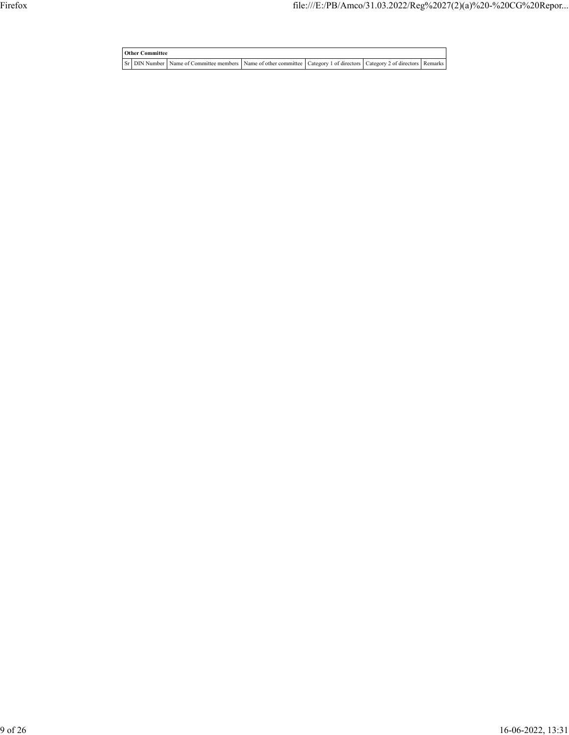| Other Committee | | | | | | |
|---|---|---|---|---|---|---|
| Sr | DIN Number | Name of Committee members | Name of other committee | Category 1 of directors | Category 2 of directors | Remarks |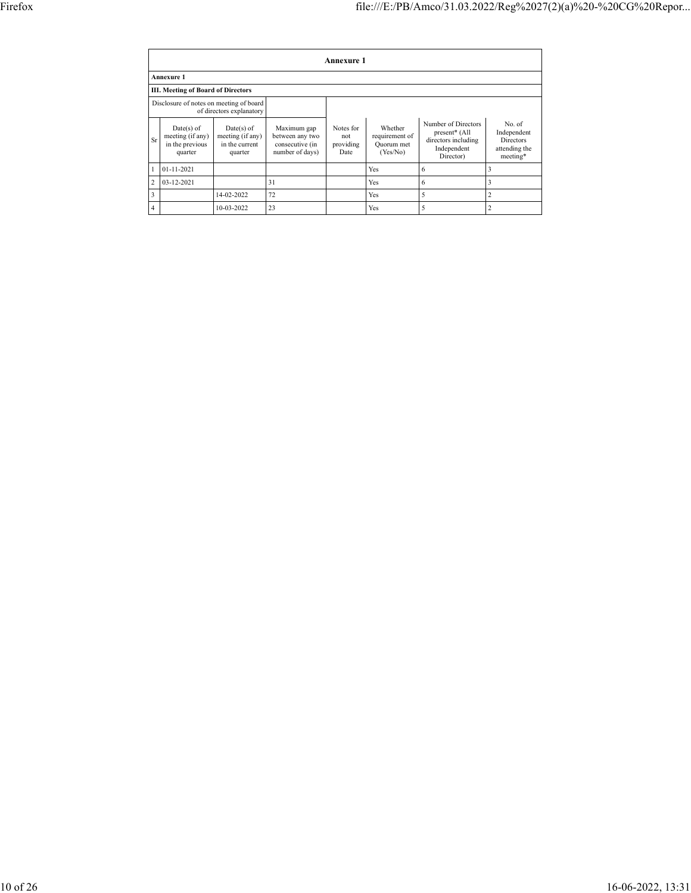# Annexure 1

**Annexure 1**

**III. Meeting of Board of Directors**

| Disclosure of notes on meeting of board of directors explanatory | | | | | | | |
|---|---|---|---|---|---|---|---|
| Sr | Date(s) of meeting (if any) in the previous quarter | Date(s) of meeting (if any) in the current quarter | Maximum gap between any two consecutive (in number of days) | Notes for not providing Date | Whether requirement of Quorum met (Yes/No) | Number of Directors present* (All directors including Independent Director) | No. of Independent Directors attending the meeting* |
| 1 | 01-11-2021 | | | | Yes | 6 | 3 |
| 2 | 03-12-2021 | | 31 | | Yes | 6 | 3 |
| 3 | | 14-02-2022 | 72 | | Yes | 5 | 2 |
| 4 | | 10-03-2022 | 23 | | Yes | 5 | 2 |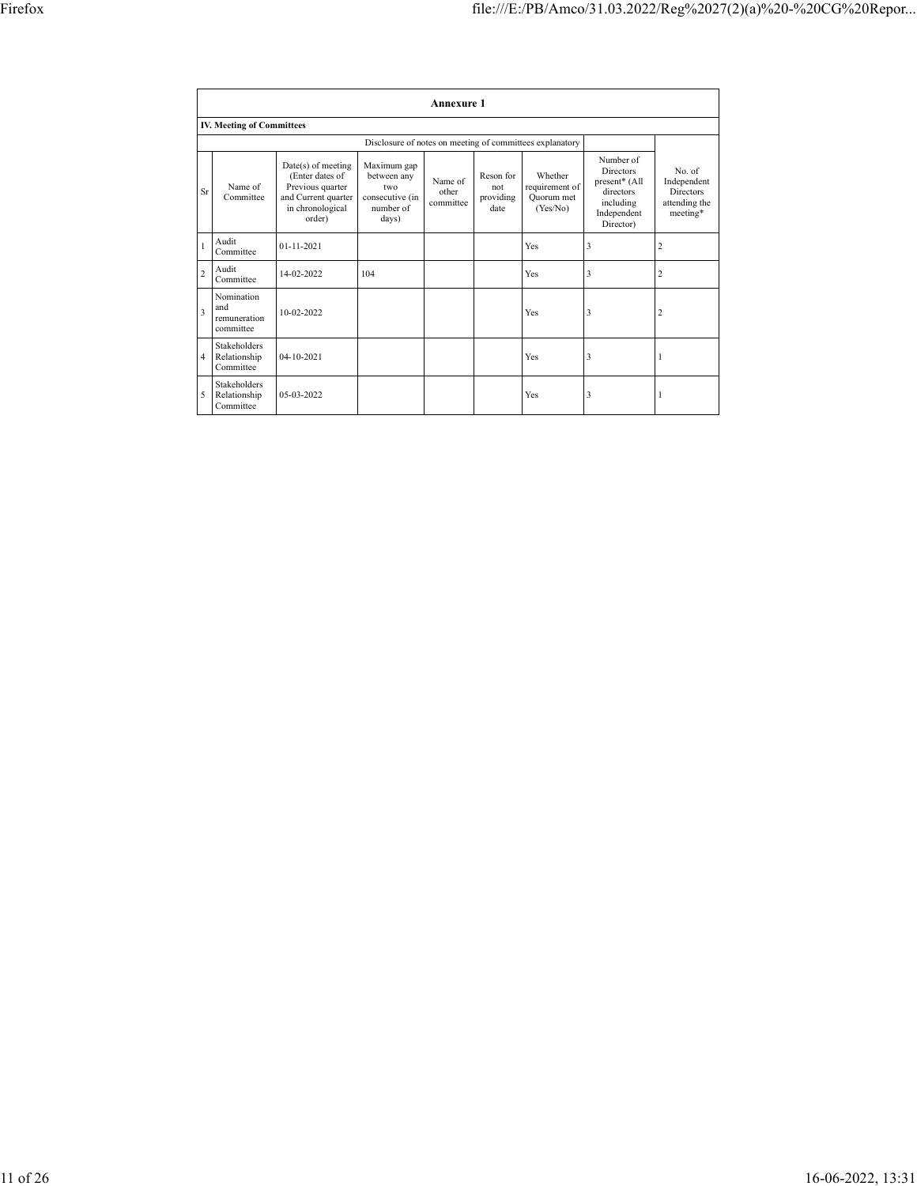## Annexure 1

### IV. Meeting of Committees

Disclosure of notes on meeting of committees explanatory

| Sr | Name of Committee | Date(s) of meeting (Enter dates of Previous quarter and Current quarter in chronological order) | Maximum gap between any two consecutive (in number of days) | Name of other committee | Reson for not providing date | Whether requirement of Quorum met (Yes/No) | Number of Directors present* (All directors including Independent Director) | No. of Independent Directors attending the meeting* |
|---|---|---|---|---|---|---|---|---|
| 1 | Audit Committee | 01-11-2021 | | | | Yes | 3 | 2 |
| 2 | Audit Committee | 14-02-2022 | 104 | | | Yes | 3 | 2 |
| 3 | Nomination and remuneration committee | 10-02-2022 | | | | Yes | 3 | 2 |
| 4 | Stakeholders Relationship Committee | 04-10-2021 | | | | Yes | 3 | 1 |
| 5 | Stakeholders Relationship Committee | 05-03-2022 | | | | Yes | 3 | 1 |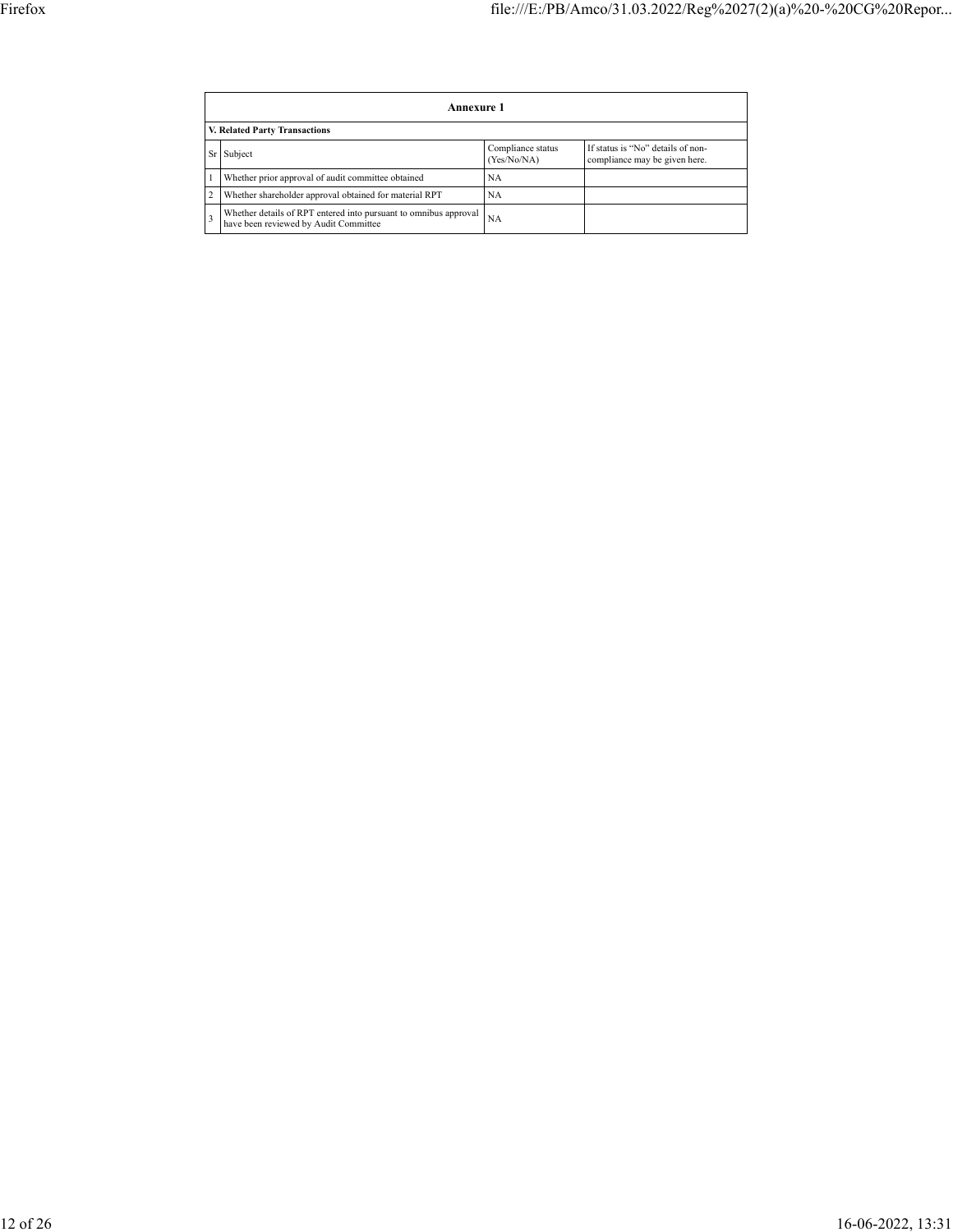## Annexure 1

### V. Related Party Transactions

| Sr | Subject | Compliance status (Yes/No/NA) | If status is "No" details of non-compliance may be given here. |
|---|---|---|---|
| 1 | Whether prior approval of audit committee obtained | NA | |
| 2 | Whether shareholder approval obtained for material RPT | NA | |
| 3 | Whether details of RPT entered into pursuant to omnibus approval have been reviewed by Audit Committee | NA | |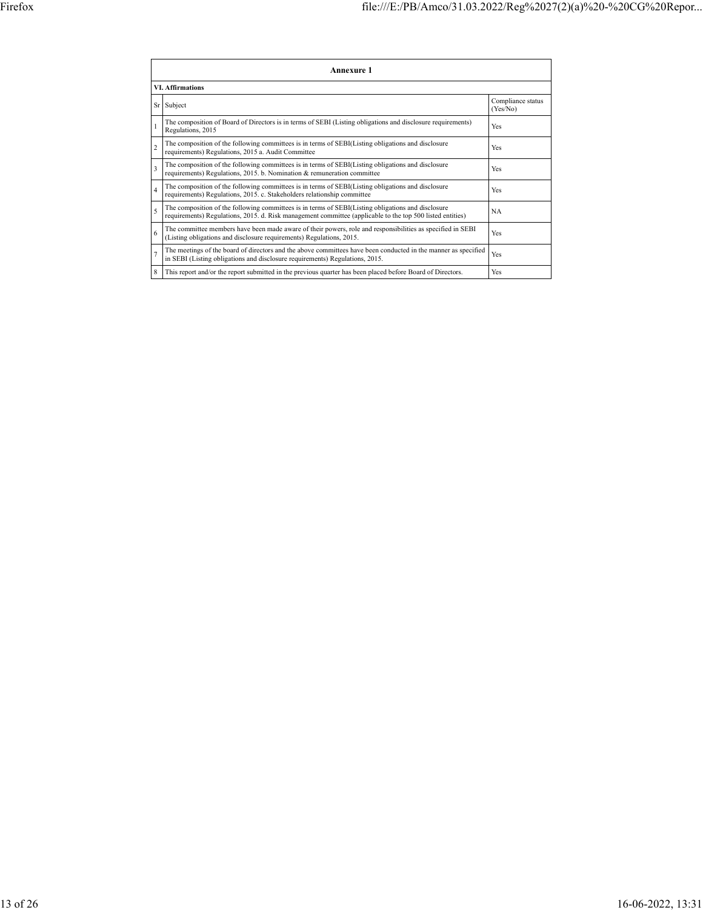## Annexure 1

### VI. Affirmations

| Sr | Subject | Compliance status (Yes/No) |
|---|---|---|
| 1 | The composition of Board of Directors is in terms of SEBI (Listing obligations and disclosure requirements) Regulations, 2015 | Yes |
| 2 | The composition of the following committees is in terms of SEBI(Listing obligations and disclosure requirements) Regulations, 2015 a. Audit Committee | Yes |
| 3 | The composition of the following committees is in terms of SEBI(Listing obligations and disclosure requirements) Regulations, 2015. b. Nomination & remuneration committee | Yes |
| 4 | The composition of the following committees is in terms of SEBI(Listing obligations and disclosure requirements) Regulations, 2015. c. Stakeholders relationship committee | Yes |
| 5 | The composition of the following committees is in terms of SEBI(Listing obligations and disclosure requirements) Regulations, 2015. d. Risk management committee (applicable to the top 500 listed entities) | NA |
| 6 | The committee members have been made aware of their powers, role and responsibilities as specified in SEBI (Listing obligations and disclosure requirements) Regulations, 2015. | Yes |
| 7 | The meetings of the board of directors and the above committees have been conducted in the manner as specified in SEBI (Listing obligations and disclosure requirements) Regulations, 2015. | Yes |
| 8 | This report and/or the report submitted in the previous quarter has been placed before Board of Directors. | Yes |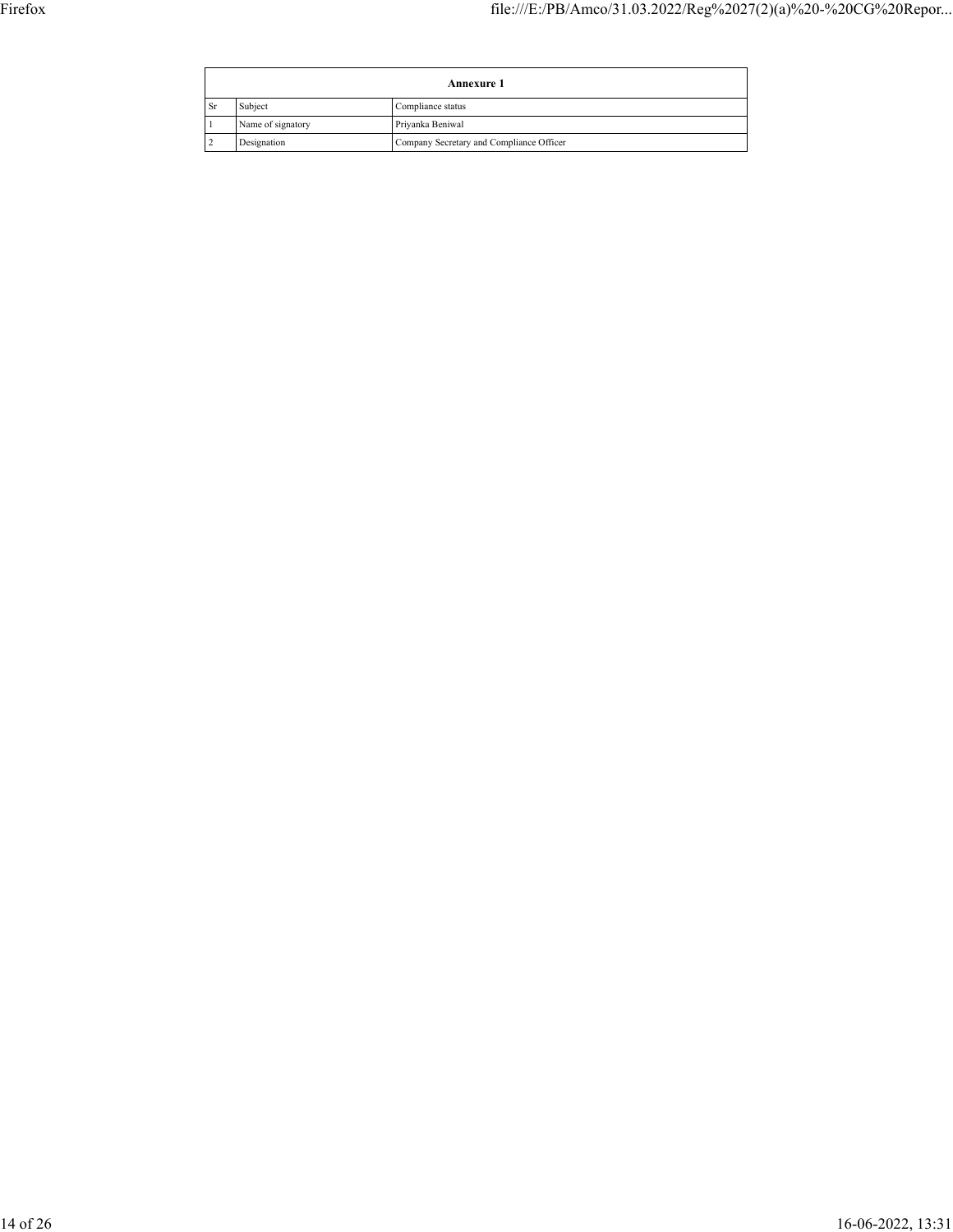| Annexure 1 | | |
|---|---|---|
| Sr | Subject | Compliance status |
| 1 | Name of signatory | Priyanka Beniwal |
| 2 | Designation | Company Secretary and Compliance Officer |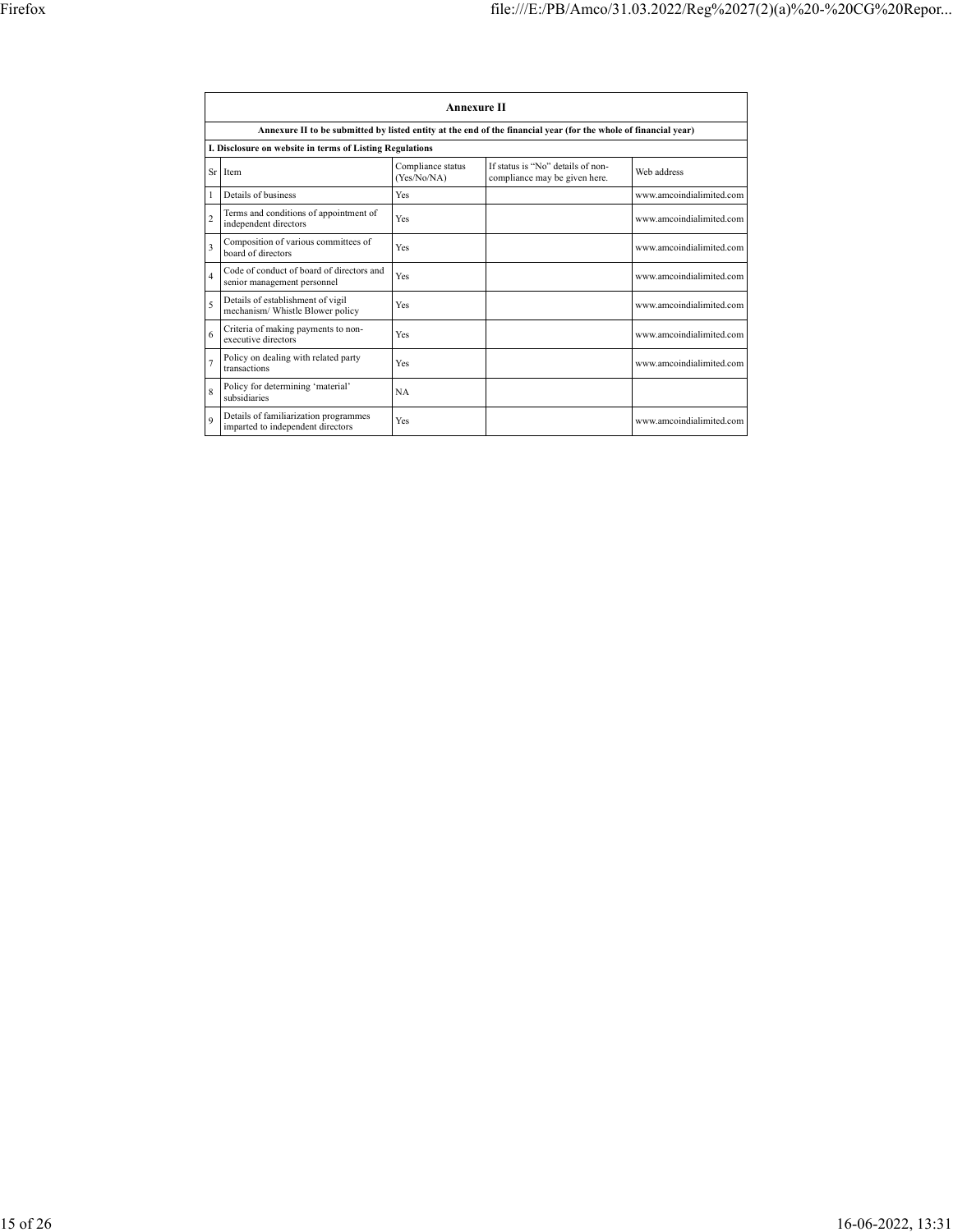# Annexure II

**Annexure II to be submitted by listed entity at the end of the financial year (for the whole of financial year)**

**I. Disclosure on website in terms of Listing Regulations**

| Sr | Item | Compliance status (Yes/No/NA) | If status is "No" details of non-compliance may be given here. | Web address |
|---|---|---|---|---|
| 1 | Details of business | Yes | | www.amcoindialimited.com |
| 2 | Terms and conditions of appointment of independent directors | Yes | | www.amcoindialimited.com |
| 3 | Composition of various committees of board of directors | Yes | | www.amcoindialimited.com |
| 4 | Code of conduct of board of directors and senior management personnel | Yes | | www.amcoindialimited.com |
| 5 | Details of establishment of vigil mechanism/ Whistle Blower policy | Yes | | www.amcoindialimited.com |
| 6 | Criteria of making payments to non-executive directors | Yes | | www.amcoindialimited.com |
| 7 | Policy on dealing with related party transactions | Yes | | www.amcoindialimited.com |
| 8 | Policy for determining 'material' subsidiaries | NA | | |
| 9 | Details of familiarization programmes imparted to independent directors | Yes | | www.amcoindialimited.com |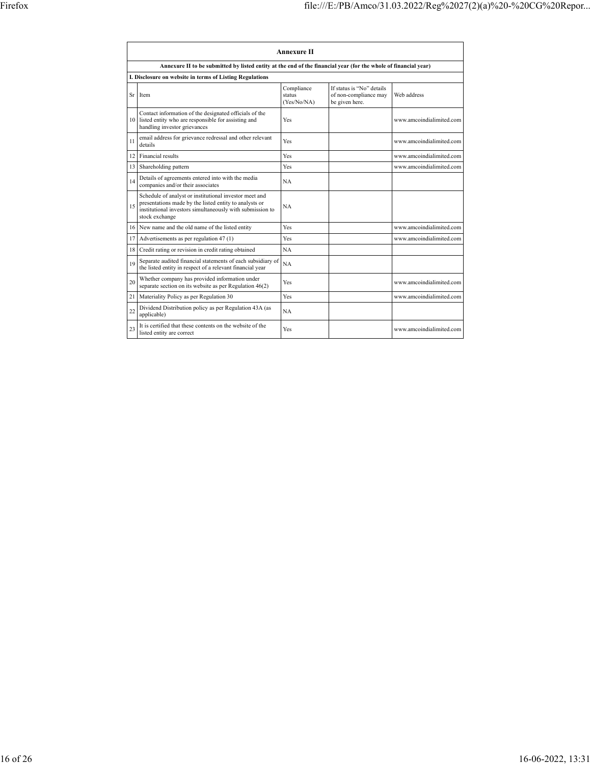## Annexure II

**Annexure II to be submitted by listed entity at the end of the financial year (for the whole of financial year)**

**I. Disclosure on website in terms of Listing Regulations**

| Sr | Item | Compliance status (Yes/No/NA) | If status is "No" details of non-compliance may be given here. | Web address |
|---|---|---|---|---|
| 10 | Contact information of the designated officials of the listed entity who are responsible for assisting and handling investor grievances | Yes | | www.amcoindialimited.com |
| 11 | email address for grievance redressal and other relevant details | Yes | | www.amcoindialimited.com |
| 12 | Financial results | Yes | | www.amcoindialimited.com |
| 13 | Shareholding pattern | Yes | | www.amcoindialimited.com |
| 14 | Details of agreements entered into with the media companies and/or their associates | NA | | |
| 15 | Schedule of analyst or institutional investor meet and presentations made by the listed entity to analysts or institutional investors simultaneously with submission to stock exchange | NA | | |
| 16 | New name and the old name of the listed entity | Yes | | www.amcoindialimited.com |
| 17 | Advertisements as per regulation 47 (1) | Yes | | www.amcoindialimited.com |
| 18 | Credit rating or revision in credit rating obtained | NA | | |
| 19 | Separate audited financial statements of each subsidiary of the listed entity in respect of a relevant financial year | NA | | |
| 20 | Whether company has provided information under separate section on its website as per Regulation 46(2) | Yes | | www.amcoindialimited.com |
| 21 | Materiality Policy as per Regulation 30 | Yes | | www.amcoindialimited.com |
| 22 | Dividend Distribution policy as per Regulation 43A (as applicable) | NA | | |
| 23 | It is certified that these contents on the website of the listed entity are correct | Yes | | www.amcoindialimited.com |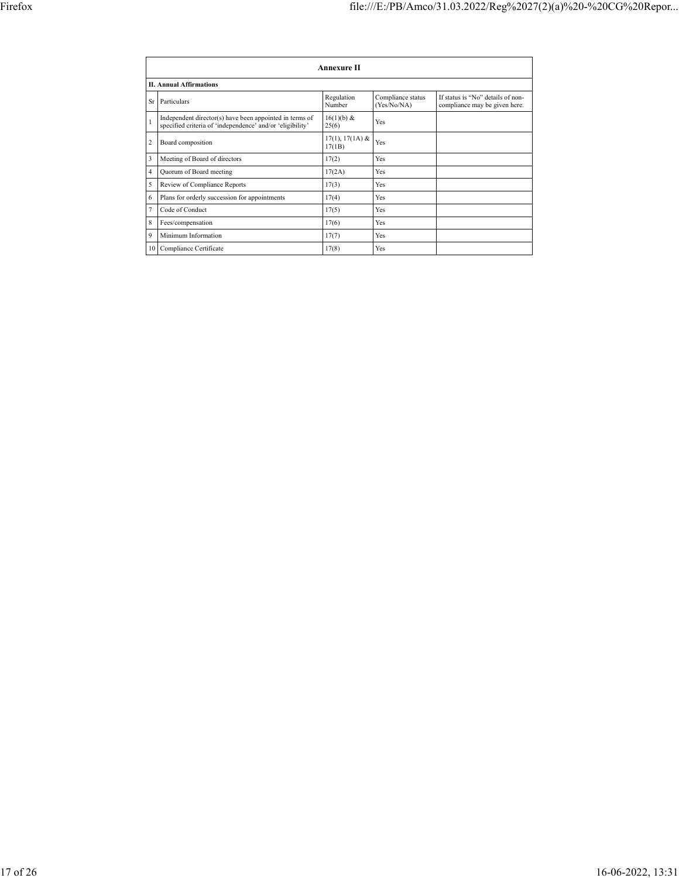## Annexure II

**II. Annual Affirmations**

| Sr | Particulars | Regulation Number | Compliance status (Yes/No/NA) | If status is "No" details of non-compliance may be given here. |
|---|---|---|---|---|
| 1 | Independent director(s) have been appointed in terms of specified criteria of 'independence' and/or 'eligibility' | 16(1)(b) & 25(6) | Yes | |
| 2 | Board composition | 17(1), 17(1A) & 17(1B) | Yes | |
| 3 | Meeting of Board of directors | 17(2) | Yes | |
| 4 | Quorum of Board meeting | 17(2A) | Yes | |
| 5 | Review of Compliance Reports | 17(3) | Yes | |
| 6 | Plans for orderly succession for appointments | 17(4) | Yes | |
| 7 | Code of Conduct | 17(5) | Yes | |
| 8 | Fees/compensation | 17(6) | Yes | |
| 9 | Minimum Information | 17(7) | Yes | |
| 10 | Compliance Certificate | 17(8) | Yes | |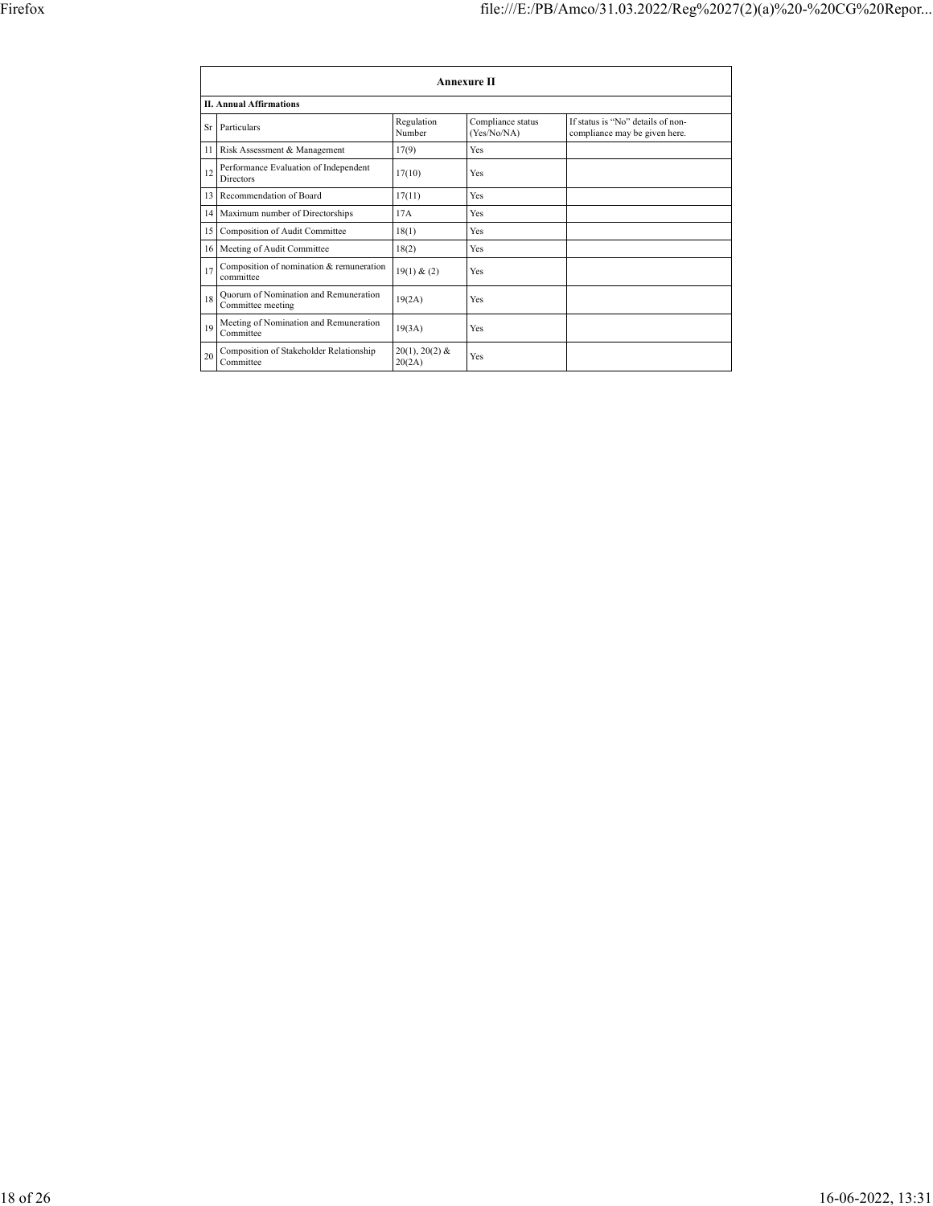| Annexure II | | | | |
|---|---|---|---|---|
| **II. Annual Affirmations** | | | | |
| Sr | Particulars | Regulation Number | Compliance status (Yes/No/NA) | If status is "No" details of non-compliance may be given here. |
| 11 | Risk Assessment & Management | 17(9) | Yes | |
| 12 | Performance Evaluation of Independent Directors | 17(10) | Yes | |
| 13 | Recommendation of Board | 17(11) | Yes | |
| 14 | Maximum number of Directorships | 17A | Yes | |
| 15 | Composition of Audit Committee | 18(1) | Yes | |
| 16 | Meeting of Audit Committee | 18(2) | Yes | |
| 17 | Composition of nomination & remuneration committee | 19(1) & (2) | Yes | |
| 18 | Quorum of Nomination and Remuneration Committee meeting | 19(2A) | Yes | |
| 19 | Meeting of Nomination and Remuneration Committee | 19(3A) | Yes | |
| 20 | Composition of Stakeholder Relationship Committee | 20(1), 20(2) & 20(2A) | Yes | |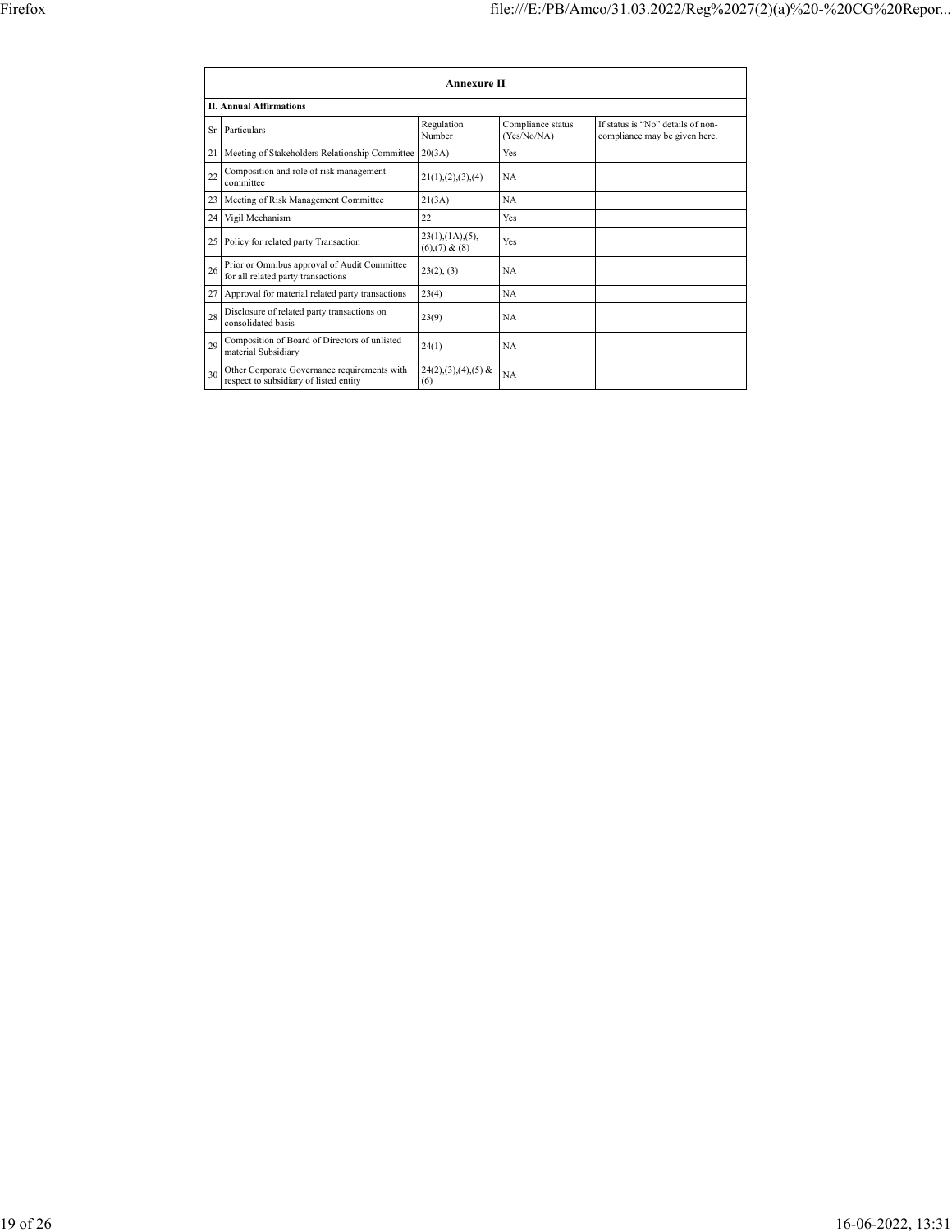## Annexure II

**II. Annual Affirmations**

| Sr | Particulars | Regulation Number | Compliance status (Yes/No/NA) | If status is "No" details of non-compliance may be given here. |
|---|---|---|---|---|
| 21 | Meeting of Stakeholders Relationship Committee | 20(3A) | Yes | |
| 22 | Composition and role of risk management committee | 21(1),(2),(3),(4) | NA | |
| 23 | Meeting of Risk Management Committee | 21(3A) | NA | |
| 24 | Vigil Mechanism | 22 | Yes | |
| 25 | Policy for related party Transaction | 23(1),(1A),(5),(6),(7) & (8) | Yes | |
| 26 | Prior or Omnibus approval of Audit Committee for all related party transactions | 23(2), (3) | NA | |
| 27 | Approval for material related party transactions | 23(4) | NA | |
| 28 | Disclosure of related party transactions on consolidated basis | 23(9) | NA | |
| 29 | Composition of Board of Directors of unlisted material Subsidiary | 24(1) | NA | |
| 30 | Other Corporate Governance requirements with respect to subsidiary of listed entity | 24(2),(3),(4),(5) & (6) | NA | |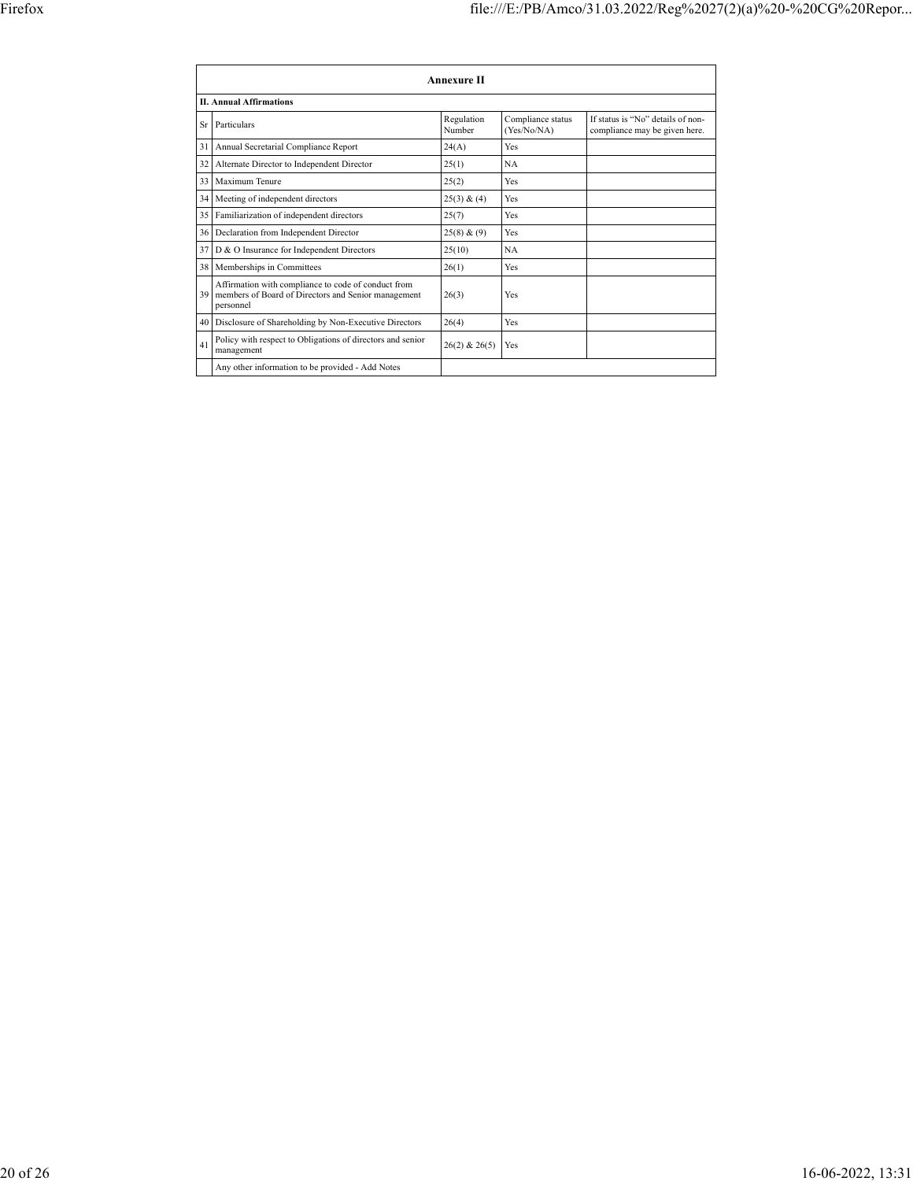## Annexure II

**II. Annual Affirmations**

| Sr | Particulars | Regulation Number | Compliance status (Yes/No/NA) | If status is "No" details of non-compliance may be given here. |
|---|---|---|---|---|
| 31 | Annual Secretarial Compliance Report | 24(A) | Yes | |
| 32 | Alternate Director to Independent Director | 25(1) | NA | |
| 33 | Maximum Tenure | 25(2) | Yes | |
| 34 | Meeting of independent directors | 25(3) & (4) | Yes | |
| 35 | Familiarization of independent directors | 25(7) | Yes | |
| 36 | Declaration from Independent Director | 25(8) & (9) | Yes | |
| 37 | D & O Insurance for Independent Directors | 25(10) | NA | |
| 38 | Memberships in Committees | 26(1) | Yes | |
| 39 | Affirmation with compliance to code of conduct from members of Board of Directors and Senior management personnel | 26(3) | Yes | |
| 40 | Disclosure of Shareholding by Non-Executive Directors | 26(4) | Yes | |
| 41 | Policy with respect to Obligations of directors and senior management | 26(2) & 26(5) | Yes | |
| | Any other information to be provided - Add Notes | | | |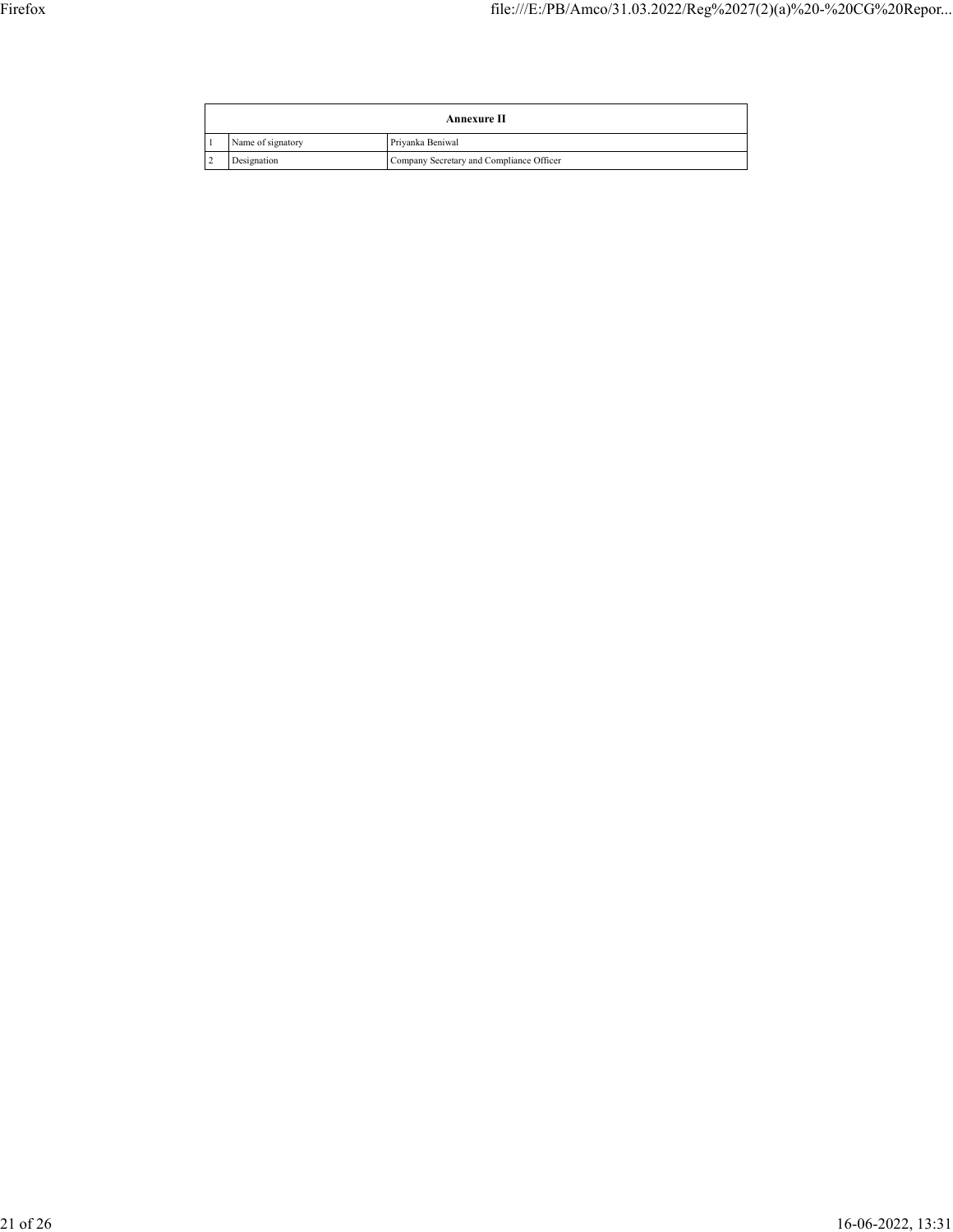| Annexure II | | |
| --- | --- | --- |
| 1 | Name of signatory | Priyanka Beniwal |
| 2 | Designation | Company Secretary and Compliance Officer |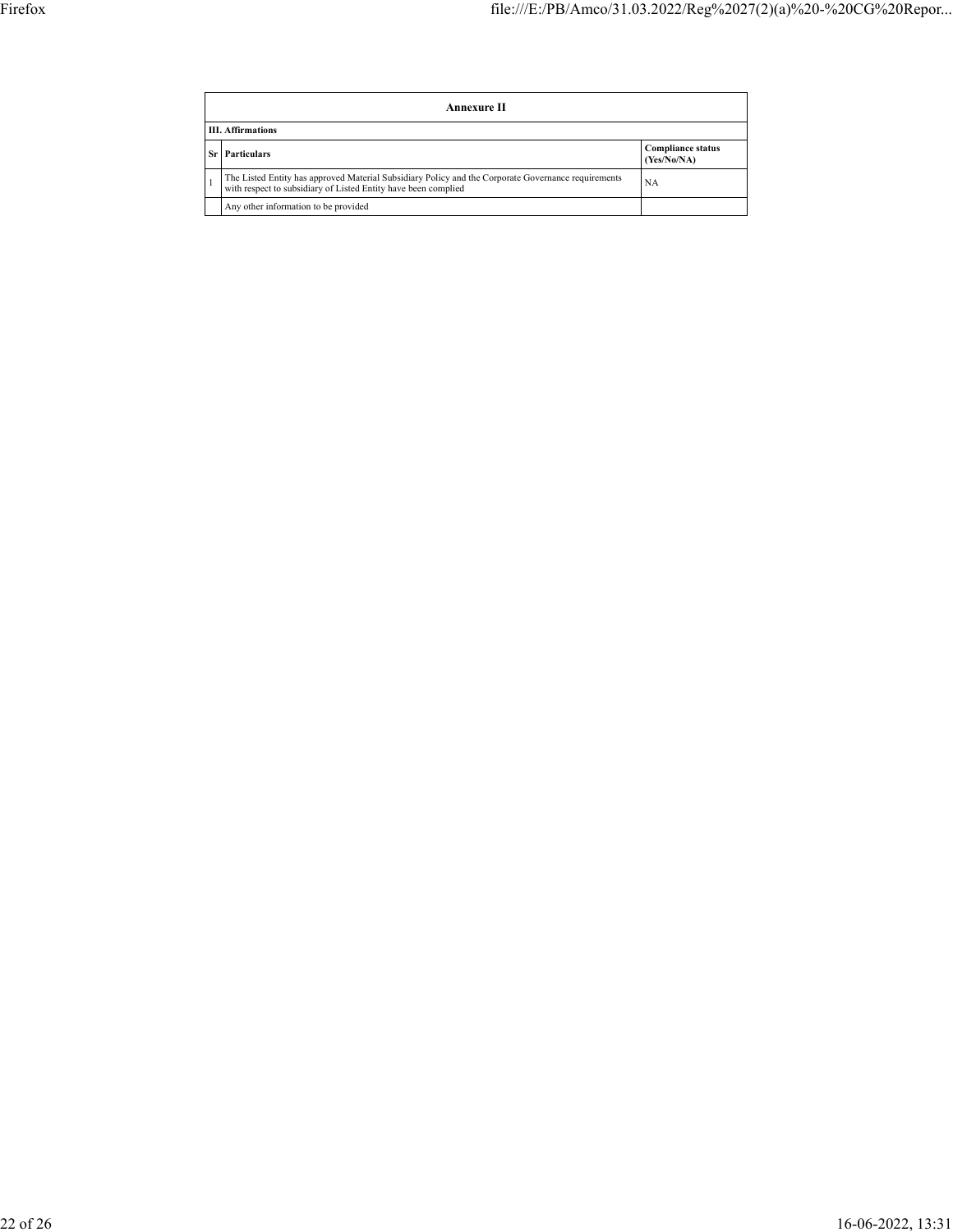| Annexure II | | |
|---|---|---|
| **III. Affirmations** | | |
| **Sr** | **Particulars** | **Compliance status (Yes/No/NA)** |
| 1 | The Listed Entity has approved Material Subsidiary Policy and the Corporate Governance requirements with respect to subsidiary of Listed Entity have been complied | NA |
| | Any other information to be provided | |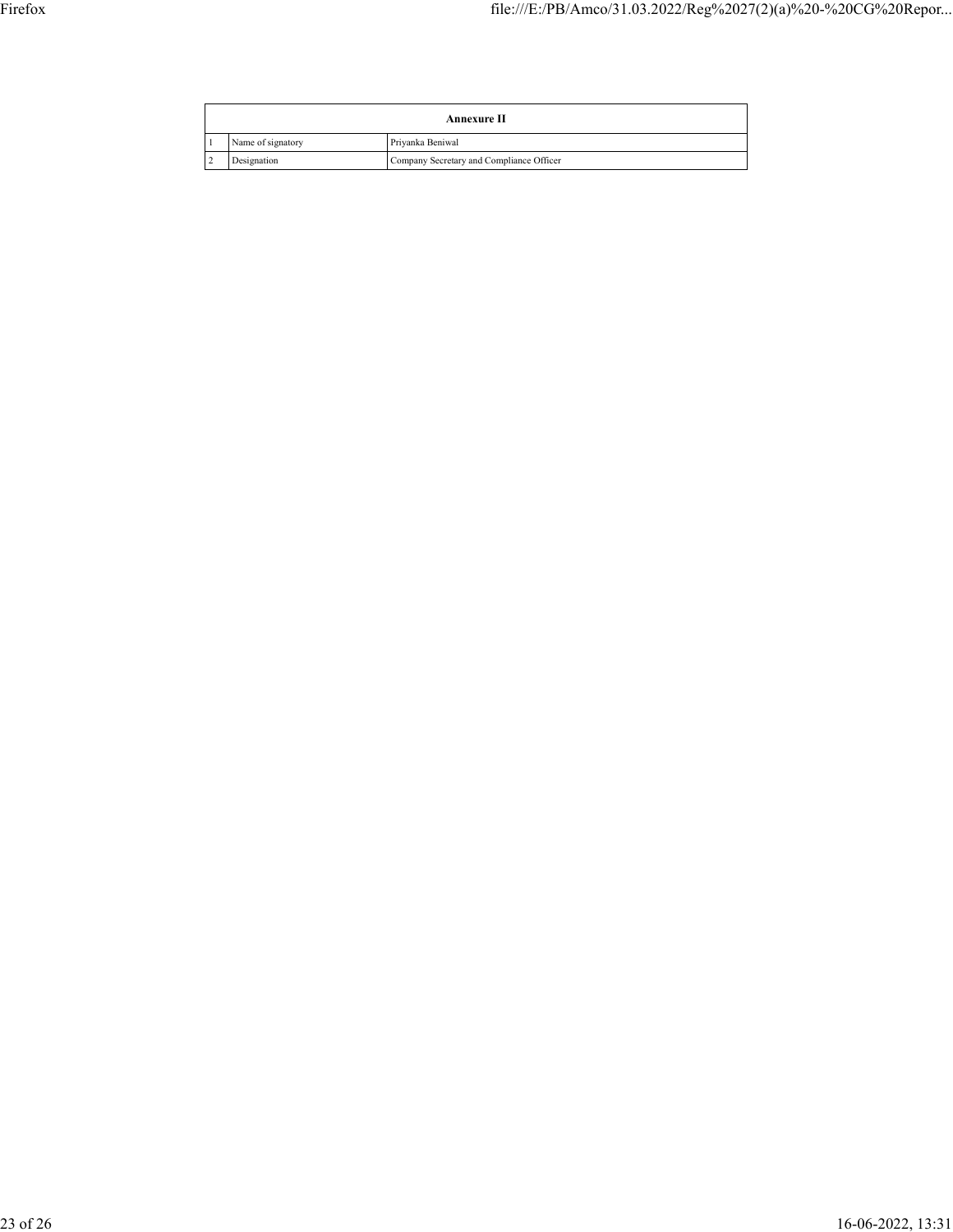| Annexure II | | |
|---|---|---|
| 1 | Name of signatory | Priyanka Beniwal |
| 2 | Designation | Company Secretary and Compliance Officer |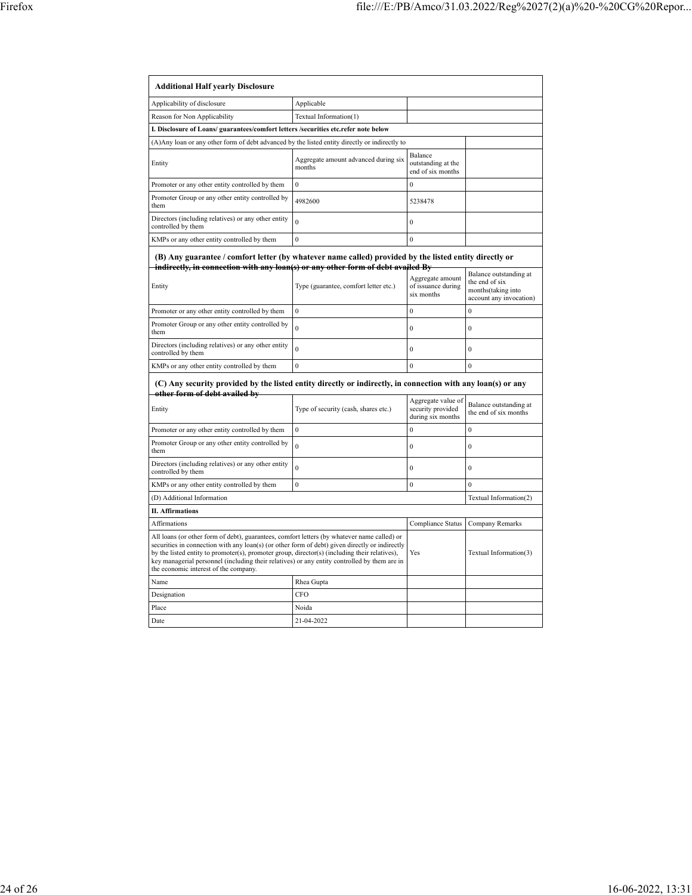| Additional Half yearly Disclosure | | | |
|---|---|---|---|
| Applicability of disclosure | Applicable | | |
| Reason for Non Applicability | Textual Information(1) | | |
| **I. Disclosure of Loans/ guarantees/comfort letters /securities etc.refer note below** | | | |
| (A)Any loan or any other form of debt advanced by the listed entity directly or indirectly to | | | |
| Entity | Aggregate amount advanced during six months | Balance outstanding at the end of six months | |
| Promoter or any other entity controlled by them | 0 | 0 | |
| Promoter Group or any other entity controlled by them | 4982600 | 5238478 | |
| Directors (including relatives) or any other entity controlled by them | 0 | 0 | |
| KMPs or any other entity controlled by them | 0 | 0 | |
| **(B) Any guarantee / comfort letter (by whatever name called) provided by the listed entity directly or indirectly, in connection with any loan(s) or any other form of debt availed By** | | | |
| Entity | Type (guarantee, comfort letter etc.) | Aggregate amount of issuance during six months | Balance outstanding at the end of six months(taking into account any invocation) |
| Promoter or any other entity controlled by them | 0 | 0 | 0 |
| Promoter Group or any other entity controlled by them | 0 | 0 | 0 |
| Directors (including relatives) or any other entity controlled by them | 0 | 0 | 0 |
| KMPs or any other entity controlled by them | 0 | 0 | 0 |
| **(C) Any security provided by the listed entity directly or indirectly, in connection with any loan(s) or any other form of debt availed by** | | | |
| Entity | Type of security (cash, shares etc.) | Aggregate value of security provided during six months | Balance outstanding at the end of six months |
| Promoter or any other entity controlled by them | 0 | 0 | 0 |
| Promoter Group or any other entity controlled by them | 0 | 0 | 0 |
| Directors (including relatives) or any other entity controlled by them | 0 | 0 | 0 |
| KMPs or any other entity controlled by them | 0 | 0 | 0 |
| (D) Additional Information | | | Textual Information(2) |
| **II. Affirmations** | | | |
| Affirmations | | Compliance Status | Company Remarks |
| All loans (or other form of debt), guarantees, comfort letters (by whatever name called) or securities in connection with any loan(s) (or other form of debt) given directly or indirectly by the listed entity to promoter(s), promoter group, director(s) (including their relatives), key managerial personnel (including their relatives) or any entity controlled by them are in the economic interest of the company. | | Yes | Textual Information(3) |
| Name | Rhea Gupta | | |
| Designation | CFO | | |
| Place | Noida | | |
| Date | 21-04-2022 | | |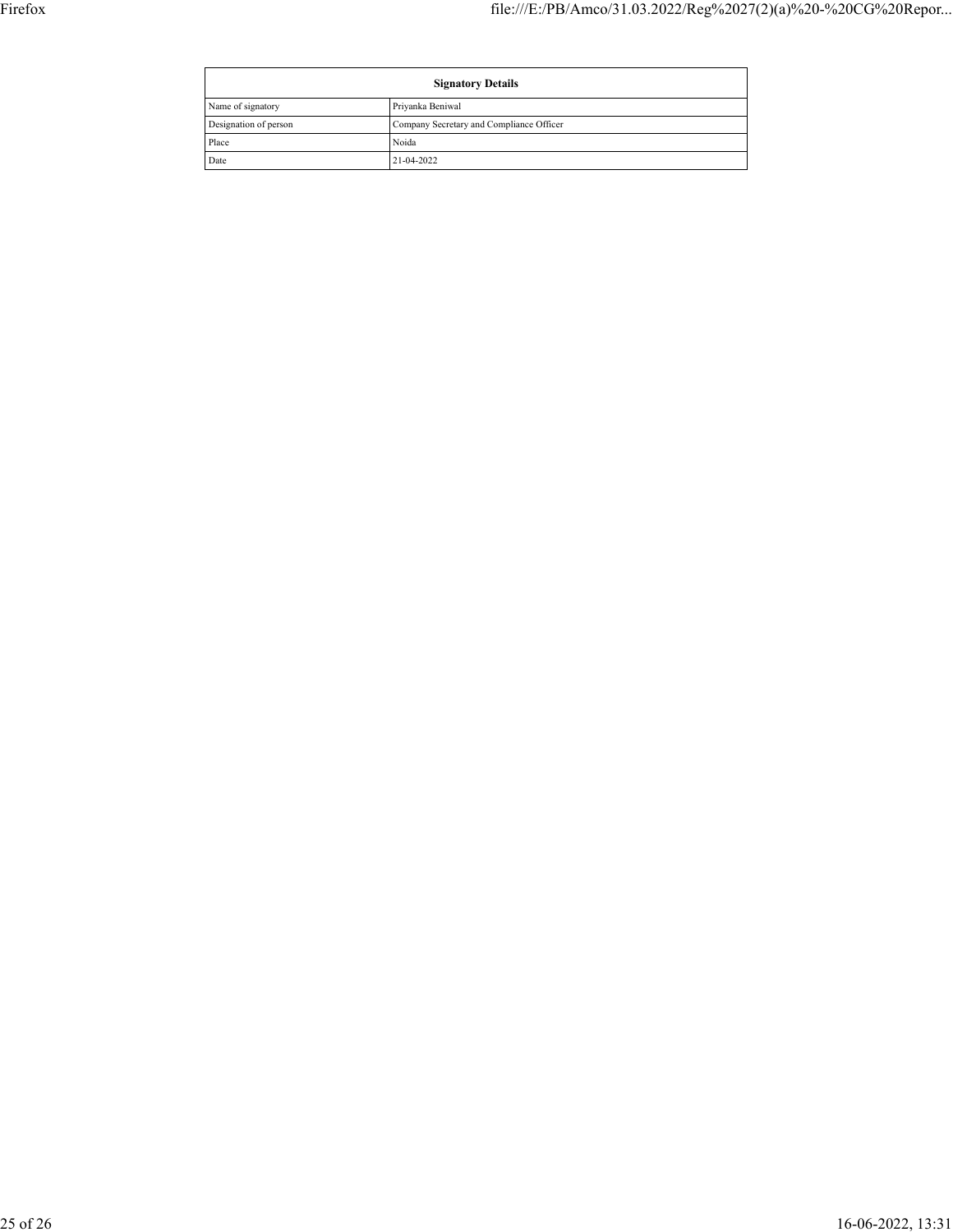| Signatory Details | |
|---|---|
| Name of signatory | Priyanka Beniwal |
| Designation of person | Company Secretary and Compliance Officer |
| Place | Noida |
| Date | 21-04-2022 |